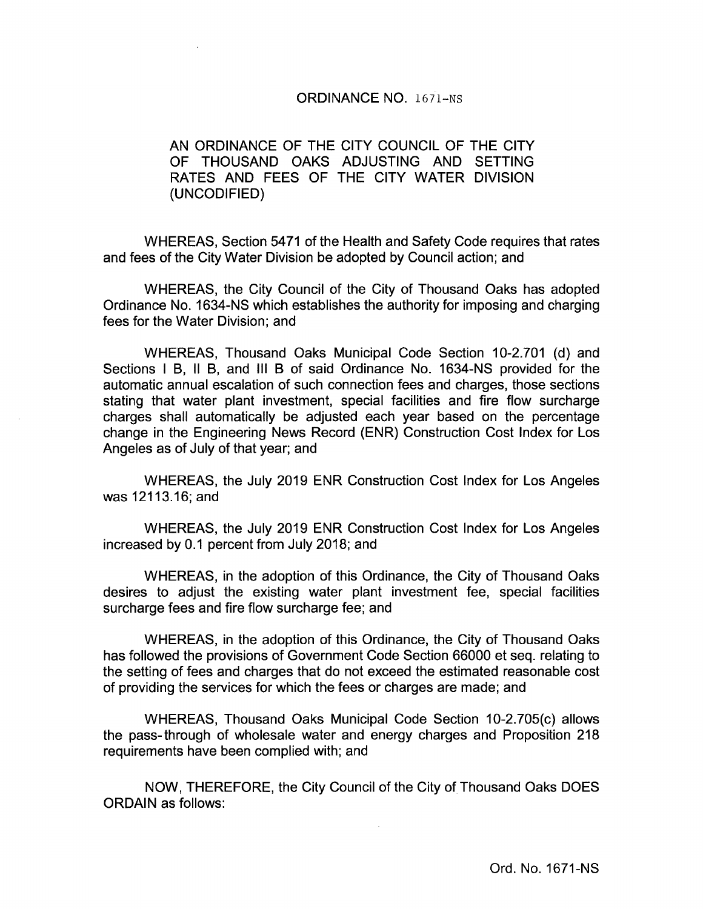# ORDINANCE NO. 1671-NS

AN ORDINANCE OF THE CITY COUNCIL OF THE CITY OF THOUSAND OAKS ADJUSTING AND SETTING RATES AND FEES OF THE CITY WATER DIVISION (UNCODIFIED)

WHEREAS, Section 5471 of the Health and Safety Code requires that rates and fees of the City Water Division be adopted by Council action; and

WHEREAS, the City Council of the City of Thousand Oaks has adopted Ordinance No. 1634-NS which establishes the authority for imposing and charging fees for the Water Division; and

WHEREAS, Thousand Oaks Municipal Code Section 10-2.701 (d) and Sections I B, II B, and III B of said Ordinance No. 1634-NS provided for the automatic annual escalation of such connection fees and charges, those sections stating that water plant investment, special facilities and fire flow surcharge charges shall automatically be adjusted each year based on the percentage change in the Engineering News Record (ENR) Construction Cost Index for Los Angeles as of July of that year; and

WHEREAS, the July 2019 ENR Construction Cost Index for Los Angeles was 12113.16; and

WHEREAS, the July 2019 ENR Construction Cost Index for Los Angeles increased by 0.1 percent from July 2018; and

WHEREAS, in the adoption of this Ordinance, the City of Thousand Oaks desires to adjust the existing water plant investment fee, special facilities surcharge fees and fire flow surcharge fee; and

WHEREAS, in the adoption of this Ordinance, the City of Thousand Oaks has followed the provisions of Government Code Section 66000 et seq. relating to the setting of fees and charges that do not exceed the estimated reasonable cost of providing the services for which the fees or charges are made; and

WHEREAS, Thousand Oaks Municipal Code Section 10-2.705(c) allows the pass-through of wholesale water and energy charges and Proposition 218 requirements have been complied with; and

NOW, THEREFORE, the City Council of the City of Thousand Oaks DOES ORDAIN as follows: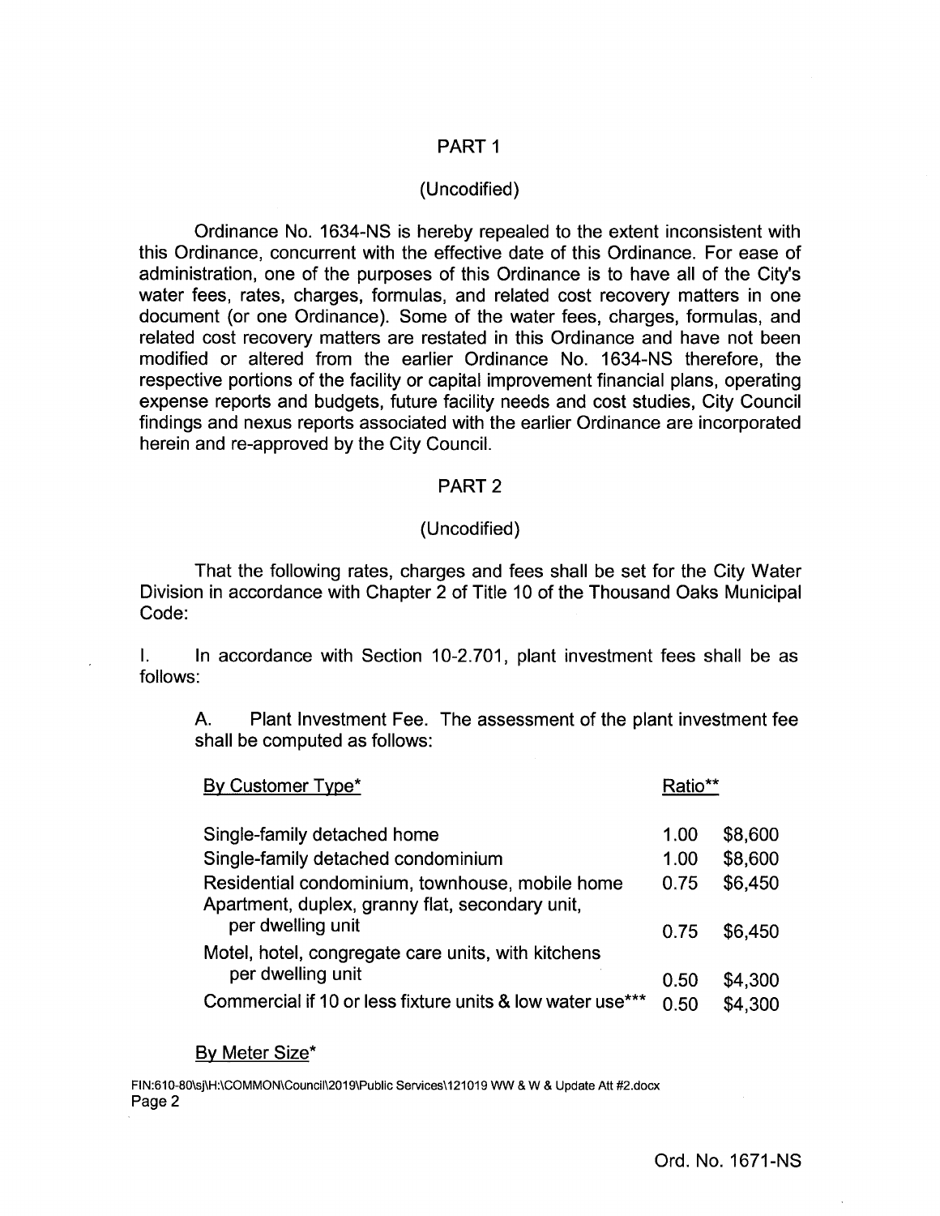## PART 1

(Uncodified)

Ordinance No. 1634-NS is hereby repealed to the extent inconsistent with this Ordinance, concurrent with the effective date of this Ordinance. For ease of administration, one of the purposes of this Ordinance is to have all of the City's water fees, rates, charges, formulas, and related cost recovery matters in one document (or one Ordinance). Some of the water fees, charges, formulas, and related cost recovery matters are restated in this Ordinance and have not been modified or altered from the earlier Ordinance No. 1634-NS therefore, the respective portions of the facility or capital improvement financial plans, operating expense reports and budgets, future facility needs and cost studies, City Council findings and nexus reports associated with the earlier Ordinance are incorporated herein and re-approved by the City Council.

## PART 2

(Uncodified)

That the following rates, charges and fees shall be set for the City Water Division in accordance with Chapter 2 of Title 10 of the Thousand Oaks Municipal Code:

I. In accordance with Section 10-2.701, plant investment fees shall be as follows:

A. Plant Investment Fee. The assessment of the plant investment fee shall be computed as follows:

| By Customer Type* | Ratio** | |
|---|---|---|
| Single-family detached home | 1.00 | $8,600 |
| Single-family detached condominium | 1.00 | $8,600 |
| Residential condominium, townhouse, mobile home | 0.75 | $6,450 |
| Apartment, duplex, granny flat, secondary unit, per dwelling unit | 0.75 | $6,450 |
| Motel, hotel, congregate care units, with kitchens per dwelling unit | 0.50 | $4,300 |
| Commercial if 10 or less fixture units & low water use*** | 0.50 | $4,300 |

By Meter Size*

FIN:610-80\sj\H:\COMMON\Council\2019\Public Services\121019 WW & W & Update Att #2.docx
Page 2

Ord. No. 1671-NS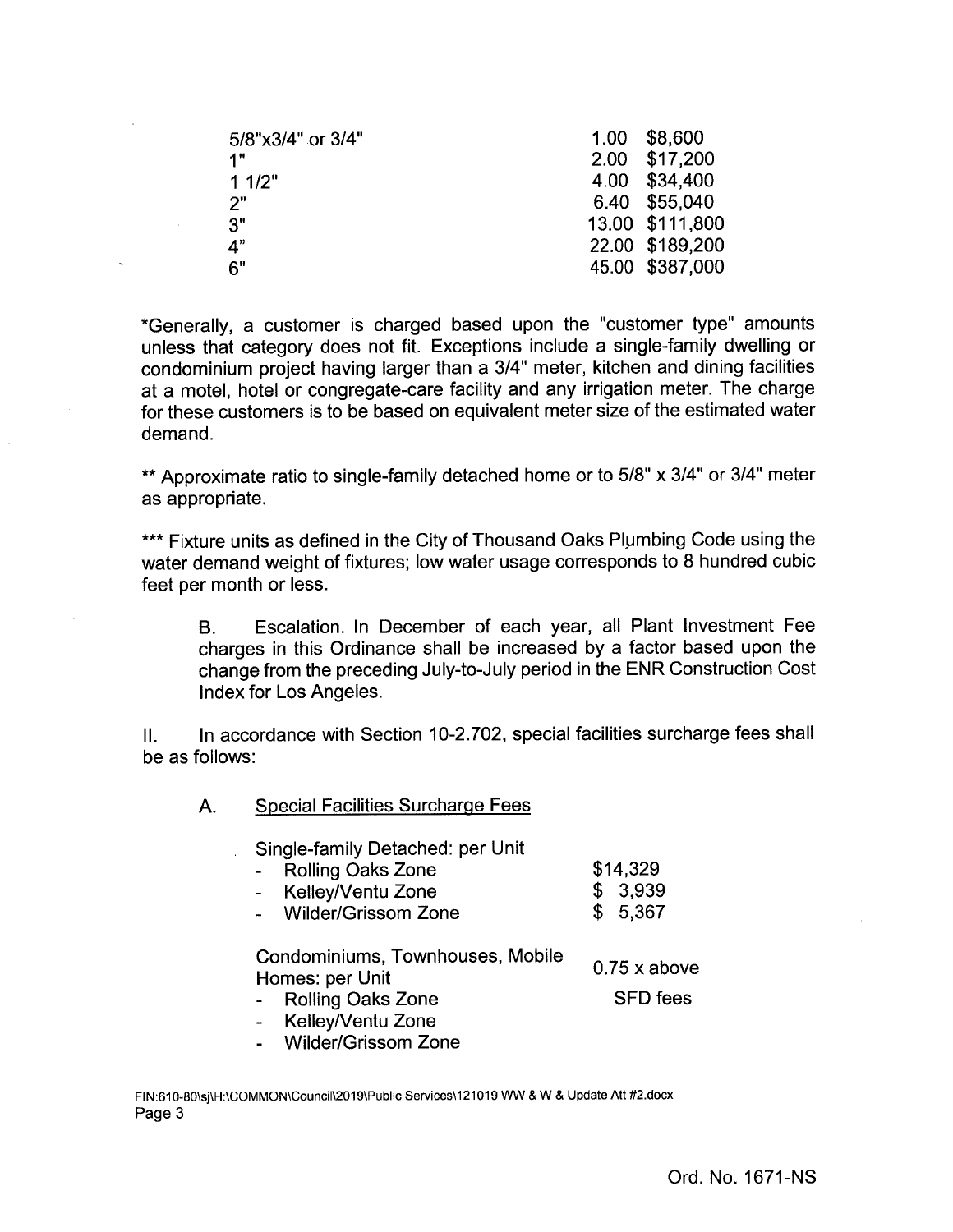| | | |
|---|---|---|
| 5/8"x3/4" or 3/4" | 1.00 | $8,600 |
| 1" | 2.00 | $17,200 |
| 1 1/2" | 4.00 | $34,400 |
| 2" | 6.40 | $55,040 |
| 3" | 13.00 | $111,800 |
| 4" | 22.00 | $189,200 |
| 6" | 45.00 | $387,000 |

*Generally, a customer is charged based upon the "customer type" amounts unless that category does not fit. Exceptions include a single-family dwelling or condominium project having larger than a 3/4" meter, kitchen and dining facilities at a motel, hotel or congregate-care facility and any irrigation meter. The charge for these customers is to be based on equivalent meter size of the estimated water demand.

** Approximate ratio to single-family detached home or to 5/8" x 3/4" or 3/4" meter as appropriate.

*** Fixture units as defined in the City of Thousand Oaks Plumbing Code using the water demand weight of fixtures; low water usage corresponds to 8 hundred cubic feet per month or less.

B. Escalation. In December of each year, all Plant Investment Fee charges in this Ordinance shall be increased by a factor based upon the change from the preceding July-to-July period in the ENR Construction Cost Index for Los Angeles.

II. In accordance with Section 10-2.702, special facilities surcharge fees shall be as follows:

A. <u>Special Facilities Surcharge Fees</u>

| | |
|---|---|
| Single-family Detached: per Unit | |
| - Rolling Oaks Zone | $14,329 |
| - Kelley/Ventu Zone | $ 3,939 |
| - Wilder/Grissom Zone | $ 5,367 |
| Condominiums, Townhouses, Mobile Homes: per Unit | 0.75 x above SFD fees |
| - Rolling Oaks Zone | |
| - Kelley/Ventu Zone | |
| - Wilder/Grissom Zone | |

FIN:610-80\sj\H:\COMMON\Council\2019\Public Services\121019 WW & W & Update Att #2.docx

Ord. No. 1671-NS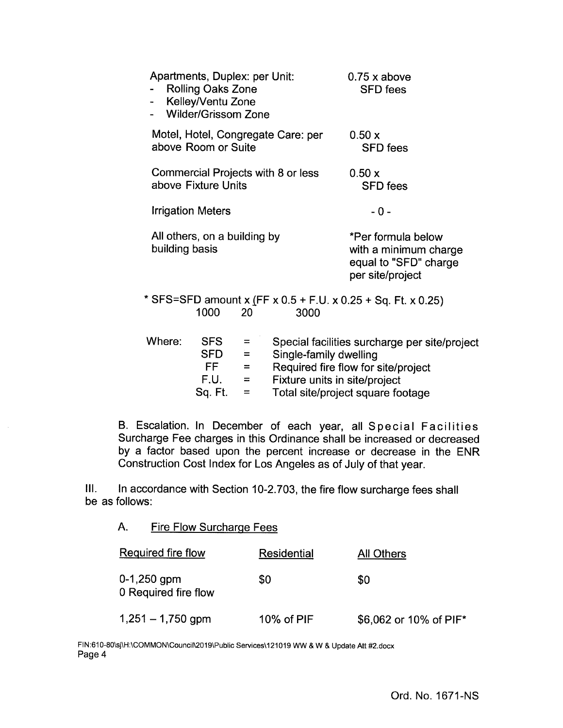| | |
|---|---|
| Apartments, Duplex: per Unit:<br>- Rolling Oaks Zone<br>- Kelley/Ventu Zone<br>- Wilder/Grissom Zone | 0.75 x above SFD fees |
| Motel, Hotel, Congregate Care: per Room or Suite | 0.50 x above SFD fees |
| Commercial Projects with 8 or less Fixture Units | 0.50 x above SFD fees |
| Irrigation Meters | - 0 - |
| All others, on a building by building basis | *Per formula below with a minimum charge equal to "SFD" charge per site/project |

$$\text{* SFS} = \text{SFD amount} \times \left(\frac{\text{FF} \times 0.5}{1000} + \frac{\text{F.U.} \times 0.25}{20} + \frac{\text{Sq. Ft.} \times 0.25}{3000}\right)$$

Where:

| | | |
|---|---|---|
| SFS | = | Special facilities surcharge per site/project |
| SFD | = | Single-family dwelling |
| FF | = | Required fire flow for site/project |
| F.U. | = | Fixture units in site/project |
| Sq. Ft. | = | Total site/project square footage |

B. Escalation. In December of each year, all Special Facilities Surcharge Fee charges in this Ordinance shall be increased or decreased by a factor based upon the percent increase or decrease in the ENR Construction Cost Index for Los Angeles as of July of that year.

III. In accordance with Section 10-2.703, the fire flow surcharge fees shall be as follows:

A. Fire Flow Surcharge Fees

| Required fire flow | Residential | All Others |
|---|---|---|
| 0-1,250 gpm<br>0 Required fire flow | $0 | $0 |
| 1,251 – 1,750 gpm | 10% of PIF | $6,062 or 10% of PIF* |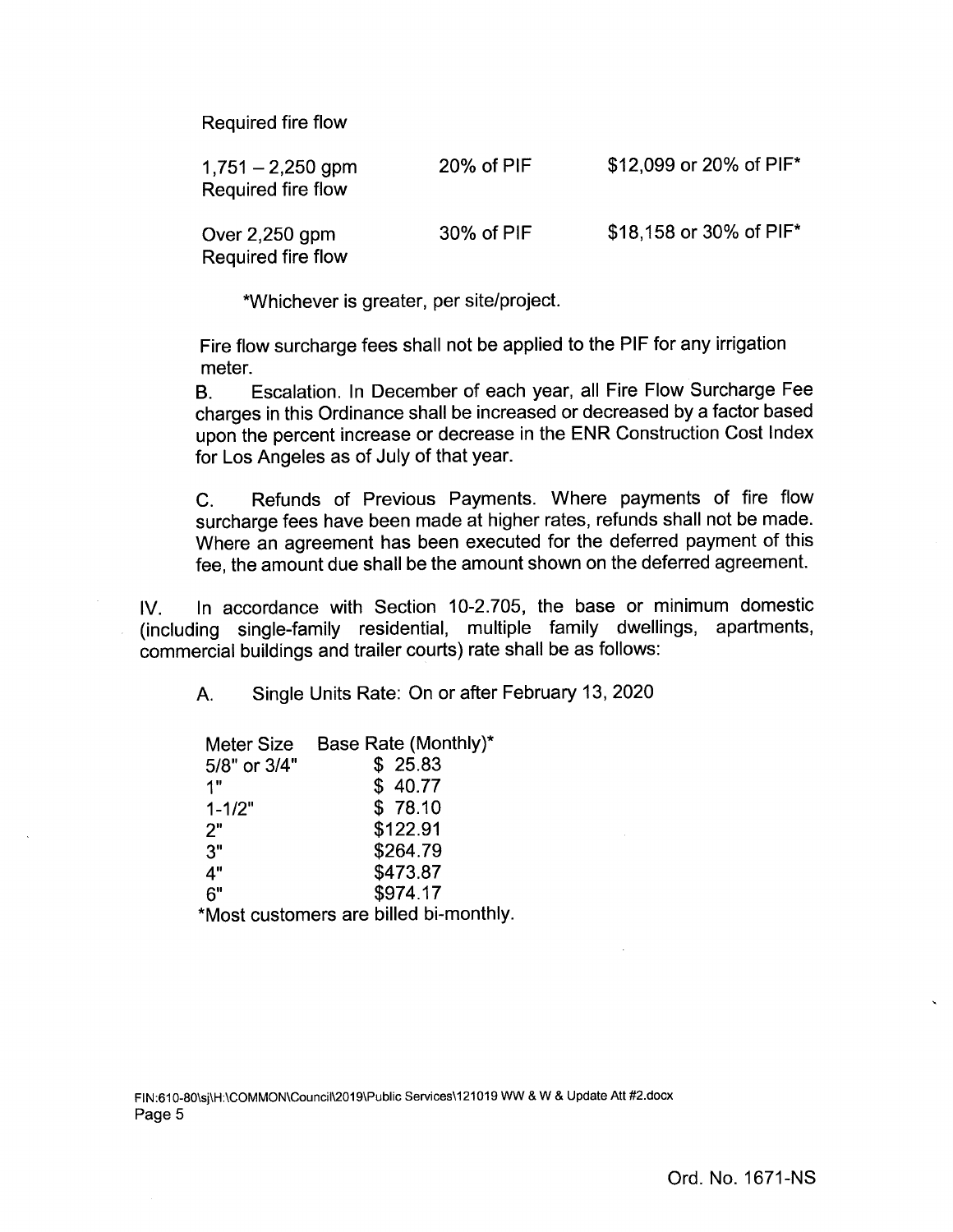| | | |
|---|---|---|
| Required fire flow | | |
| 1,751 – 2,250 gpm Required fire flow | 20% of PIF | $12,099 or 20% of PIF* |
| Over 2,250 gpm Required fire flow | 30% of PIF | $18,158 or 30% of PIF* |

*Whichever is greater, per site/project.

Fire flow surcharge fees shall not be applied to the PIF for any irrigation meter.

B. Escalation. In December of each year, all Fire Flow Surcharge Fee charges in this Ordinance shall be increased or decreased by a factor based upon the percent increase or decrease in the ENR Construction Cost Index for Los Angeles as of July of that year.

C. Refunds of Previous Payments. Where payments of fire flow surcharge fees have been made at higher rates, refunds shall not be made. Where an agreement has been executed for the deferred payment of this fee, the amount due shall be the amount shown on the deferred agreement.

IV. In accordance with Section 10-2.705, the base or minimum domestic (including single-family residential, multiple family dwellings, apartments, commercial buildings and trailer courts) rate shall be as follows:

A. Single Units Rate: On or after February 13, 2020

| Meter Size | Base Rate (Monthly)* |
|---|---|
| 5/8" or 3/4" | $ 25.83 |
| 1" | $ 40.77 |
| 1-1/2" | $ 78.10 |
| 2" | $122.91 |
| 3" | $264.79 |
| 4" | $473.87 |
| 6" | $974.17 |

*Most customers are billed bi-monthly.

FIN:610-80\sj\H:\COMMON\Council\2019\Public Services\121019 WW & W & Update Att #2.docx

Ord. No. 1671-NS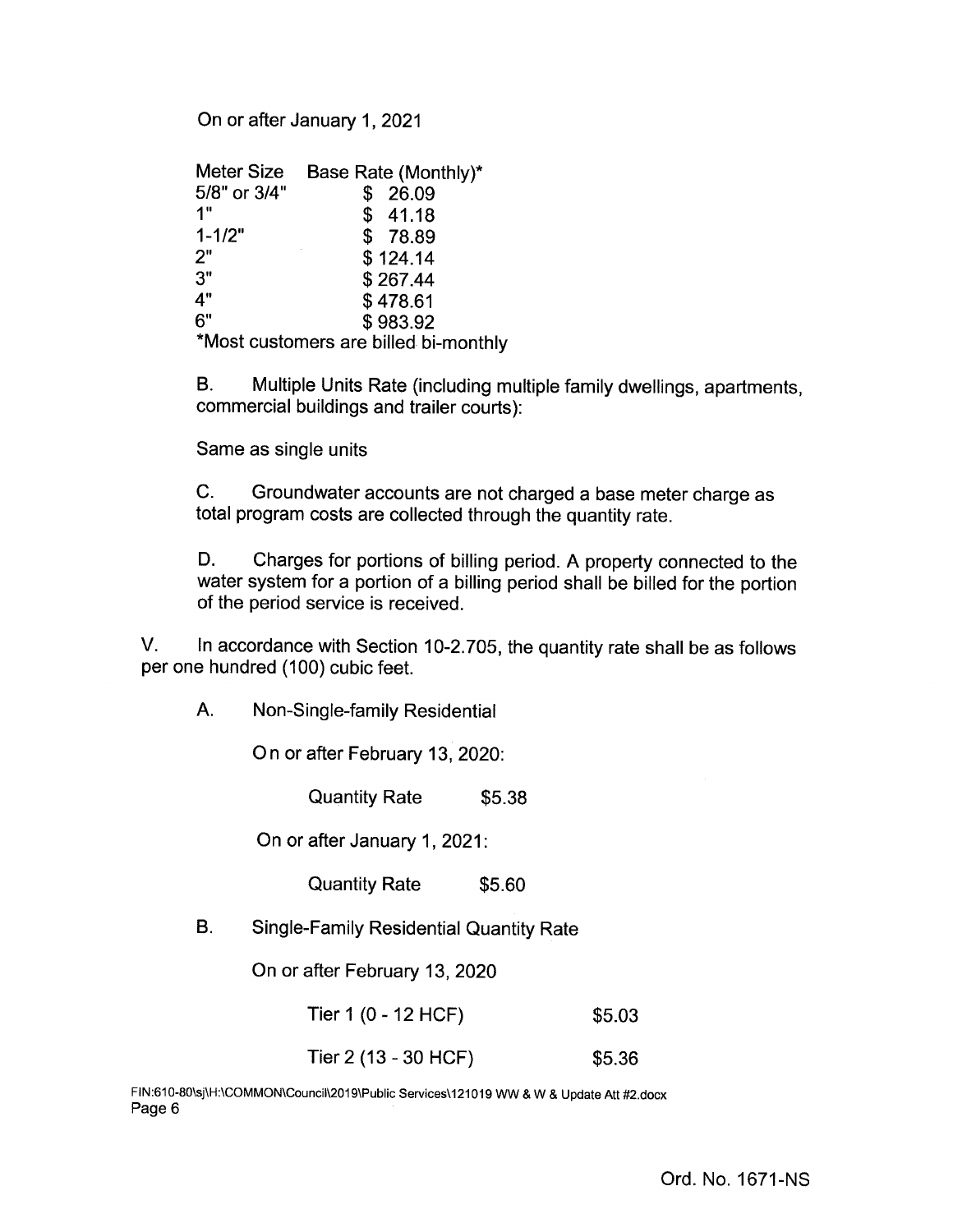On or after January 1, 2021

| Meter Size | Base Rate (Monthly)* |
|---|---|
| 5/8" or 3/4" | $ 26.09 |
| 1" | $ 41.18 |
| 1-1/2" | $ 78.89 |
| 2" | $ 124.14 |
| 3" | $ 267.44 |
| 4" | $ 478.61 |
| 6" | $ 983.92 |

*Most customers are billed bi-monthly

B. Multiple Units Rate (including multiple family dwellings, apartments, commercial buildings and trailer courts):

Same as single units

C. Groundwater accounts are not charged a base meter charge as total program costs are collected through the quantity rate.

D. Charges for portions of billing period. A property connected to the water system for a portion of a billing period shall be billed for the portion of the period service is received.

V. In accordance with Section 10-2.705, the quantity rate shall be as follows per one hundred (100) cubic feet.

A. Non-Single-family Residential

On or after February 13, 2020:

Quantity Rate $5.38

On or after January 1, 2021:

Quantity Rate $5.60

B. Single-Family Residential Quantity Rate

On or after February 13, 2020

| Tier | Rate |
|---|---|
| Tier 1 (0 - 12 HCF) | $5.03 |
| Tier 2 (13 - 30 HCF) | $5.36 |

FIN:610-80\sj\H:\COMMON\Council\2019\Public Services\121019 WW & W & Update Att #2.docx

Ord. No. 1671-NS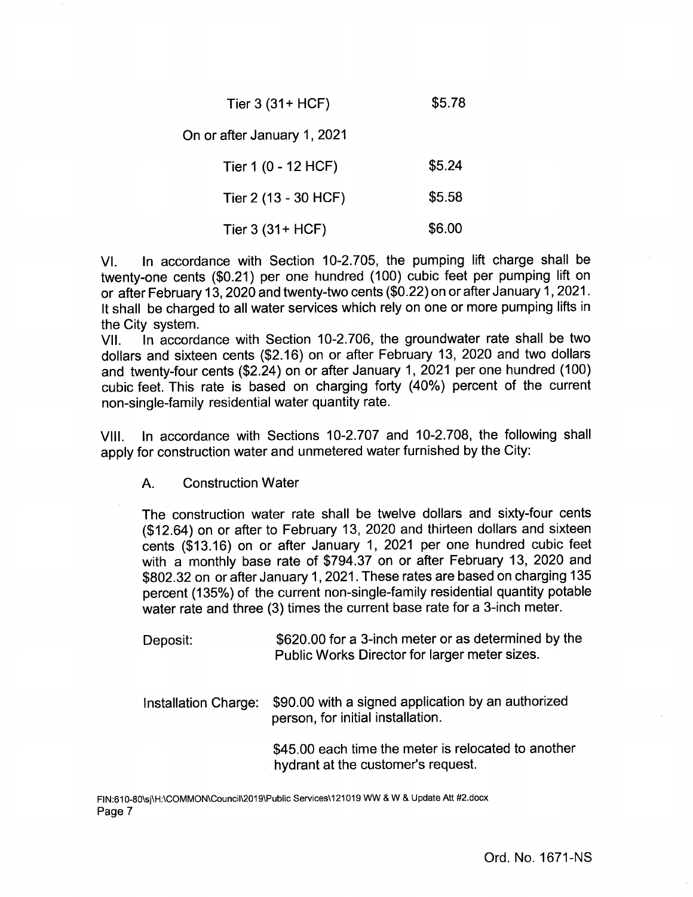| | |
|---|---|
| Tier 3 (31+ HCF) | \$5.78 |
| On or after January 1, 2021 | |
| Tier 1 (0 - 12 HCF) | \$5.24 |
| Tier 2 (13 - 30 HCF) | \$5.58 |
| Tier 3 (31+ HCF) | \$6.00 |

VI. In accordance with Section 10-2.705, the pumping lift charge shall be twenty-one cents (\$0.21) per one hundred (100) cubic feet per pumping lift on or after February 13, 2020 and twenty-two cents (\$0.22) on or after January 1, 2021. It shall be charged to all water services which rely on one or more pumping lifts in the City system.

VII. In accordance with Section 10-2.706, the groundwater rate shall be two dollars and sixteen cents (\$2.16) on or after February 13, 2020 and two dollars and twenty-four cents (\$2.24) on or after January 1, 2021 per one hundred (100) cubic feet. This rate is based on charging forty (40%) percent of the current non-single-family residential water quantity rate.

VIII. In accordance with Sections 10-2.707 and 10-2.708, the following shall apply for construction water and unmetered water furnished by the City:

A. Construction Water

The construction water rate shall be twelve dollars and sixty-four cents (\$12.64) on or after to February 13, 2020 and thirteen dollars and sixteen cents (\$13.16) on or after January 1, 2021 per one hundred cubic feet with a monthly base rate of \$794.37 on or after February 13, 2020 and \$802.32 on or after January 1, 2021. These rates are based on charging 135 percent (135%) of the current non-single-family residential quantity potable water rate and three (3) times the current base rate for a 3-inch meter.

| | |
|---|---|
| Deposit: | \$620.00 for a 3-inch meter or as determined by the Public Works Director for larger meter sizes. |
| Installation Charge: | \$90.00 with a signed application by an authorized person, for initial installation. |
| | \$45.00 each time the meter is relocated to another hydrant at the customer's request. |

FIN:610-80\sj\H:\COMMON\Council\2019\Public Services\121019 WW & W & Update Att #2.docx

Ord. No. 1671-NS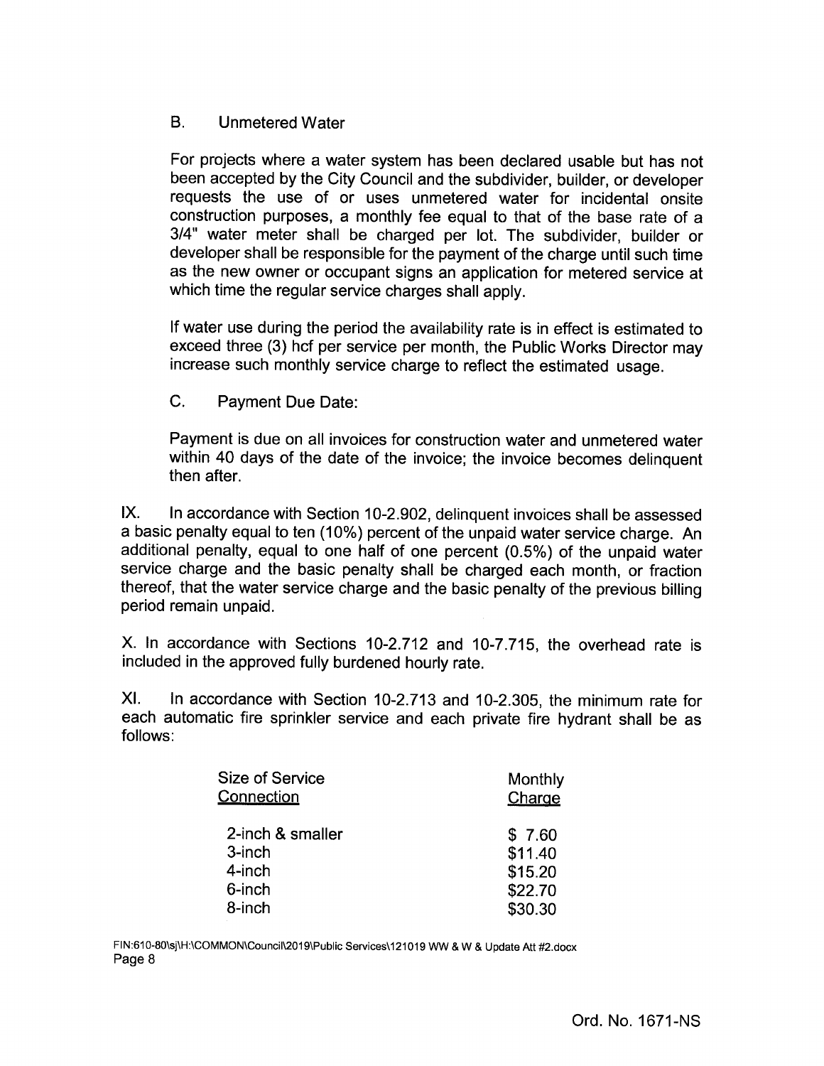B. Unmetered Water

For projects where a water system has been declared usable but has not been accepted by the City Council and the subdivider, builder, or developer requests the use of or uses unmetered water for incidental onsite construction purposes, a monthly fee equal to that of the base rate of a 3/4" water meter shall be charged per lot. The subdivider, builder or developer shall be responsible for the payment of the charge until such time as the new owner or occupant signs an application for metered service at which time the regular service charges shall apply.

If water use during the period the availability rate is in effect is estimated to exceed three (3) hcf per service per month, the Public Works Director may increase such monthly service charge to reflect the estimated usage.

C. Payment Due Date:

Payment is due on all invoices for construction water and unmetered water within 40 days of the date of the invoice; the invoice becomes delinquent then after.

IX. In accordance with Section 10-2.902, delinquent invoices shall be assessed a basic penalty equal to ten (10%) percent of the unpaid water service charge. An additional penalty, equal to one half of one percent (0.5%) of the unpaid water service charge and the basic penalty shall be charged each month, or fraction thereof, that the water service charge and the basic penalty of the previous billing period remain unpaid.

X. In accordance with Sections 10-2.712 and 10-7.715, the overhead rate is included in the approved fully burdened hourly rate.

XI. In accordance with Section 10-2.713 and 10-2.305, the minimum rate for each automatic fire sprinkler service and each private fire hydrant shall be as follows:

| Size of Service Connection | Monthly Charge |
|---|---|
| 2-inch & smaller | $ 7.60 |
| 3-inch | $11.40 |
| 4-inch | $15.20 |
| 6-inch | $22.70 |
| 8-inch | $30.30 |

FIN:610-80\sj\H:\COMMON\Council\2019\Public Services\121019 WW & W & Update Att #2.docx

Ord. No. 1671-NS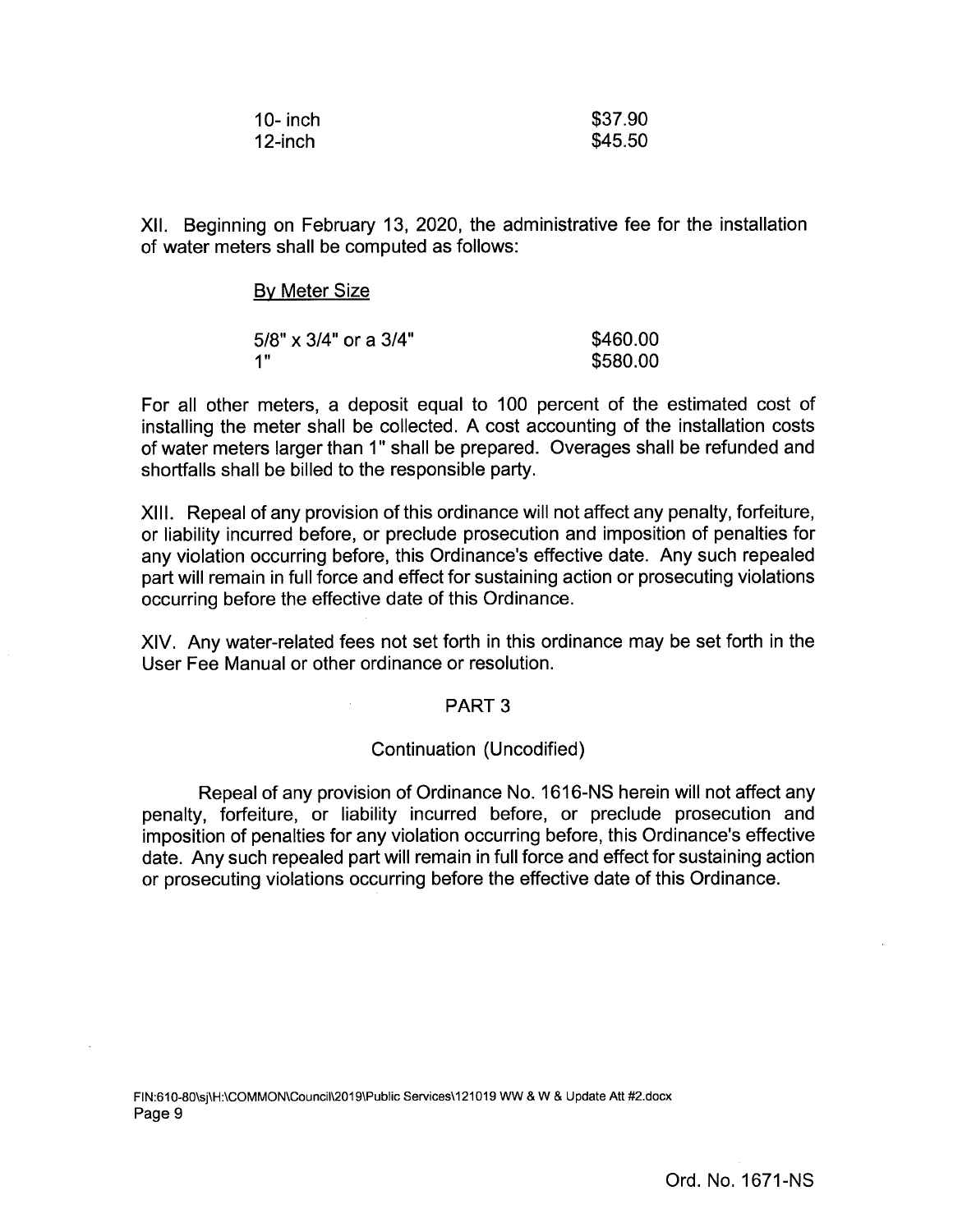| | |
|---|---|
| 10- inch | $37.90 |
| 12-inch | $45.50 |

XII. Beginning on February 13, 2020, the administrative fee for the installation of water meters shall be computed as follows:

By Meter Size

| | |
|---|---|
| 5/8" x 3/4" or a 3/4" | $460.00 |
| 1" | $580.00 |

For all other meters, a deposit equal to 100 percent of the estimated cost of installing the meter shall be collected. A cost accounting of the installation costs of water meters larger than 1" shall be prepared. Overages shall be refunded and shortfalls shall be billed to the responsible party.

XIII. Repeal of any provision of this ordinance will not affect any penalty, forfeiture, or liability incurred before, or preclude prosecution and imposition of penalties for any violation occurring before, this Ordinance's effective date. Any such repealed part will remain in full force and effect for sustaining action or prosecuting violations occurring before the effective date of this Ordinance.

XIV. Any water-related fees not set forth in this ordinance may be set forth in the User Fee Manual or other ordinance or resolution.

PART 3

Continuation (Uncodified)

Repeal of any provision of Ordinance No. 1616-NS herein will not affect any penalty, forfeiture, or liability incurred before, or preclude prosecution and imposition of penalties for any violation occurring before, this Ordinance's effective date. Any such repealed part will remain in full force and effect for sustaining action or prosecuting violations occurring before the effective date of this Ordinance.

FIN:610-80\sj\H:\COMMON\Council\2019\Public Services\121019 WW & W & Update Att #2.docx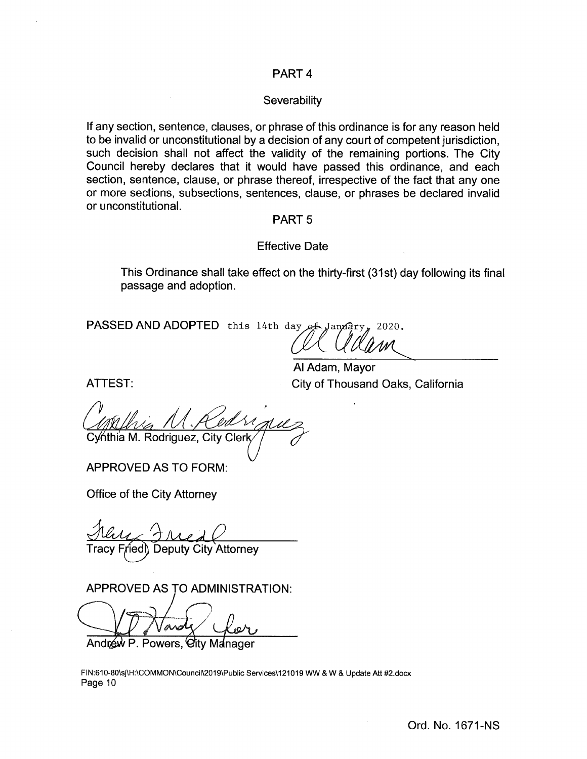## PART 4

### Severability

If any section, sentence, clauses, or phrase of this ordinance is for any reason held to be invalid or unconstitutional by a decision of any court of competent jurisdiction, such decision shall not affect the validity of the remaining portions. The City Council hereby declares that it would have passed this ordinance, and each section, sentence, clause, or phrase thereof, irrespective of the fact that any one or more sections, subsections, sentences, clause, or phrases be declared invalid or unconstitutional.

## PART 5

### Effective Date

This Ordinance shall take effect on the thirty-first (31st) day following its final passage and adoption.

PASSED AND ADOPTED this 14th day of January, 2020.

Al Adam, Mayor
City of Thousand Oaks, California

ATTEST:

Cynthia M. Rodriguez, City Clerk

APPROVED AS TO FORM:

Office of the City Attorney

Tracy Friedl, Deputy City Attorney

APPROVED AS TO ADMINISTRATION:

Andrew P. Powers, City Manager

FIN:610-80\sj\H:\COMMON\Council\2019\Public Services\121019 WW & W & Update Att #2.docx

Ord. No. 1671-NS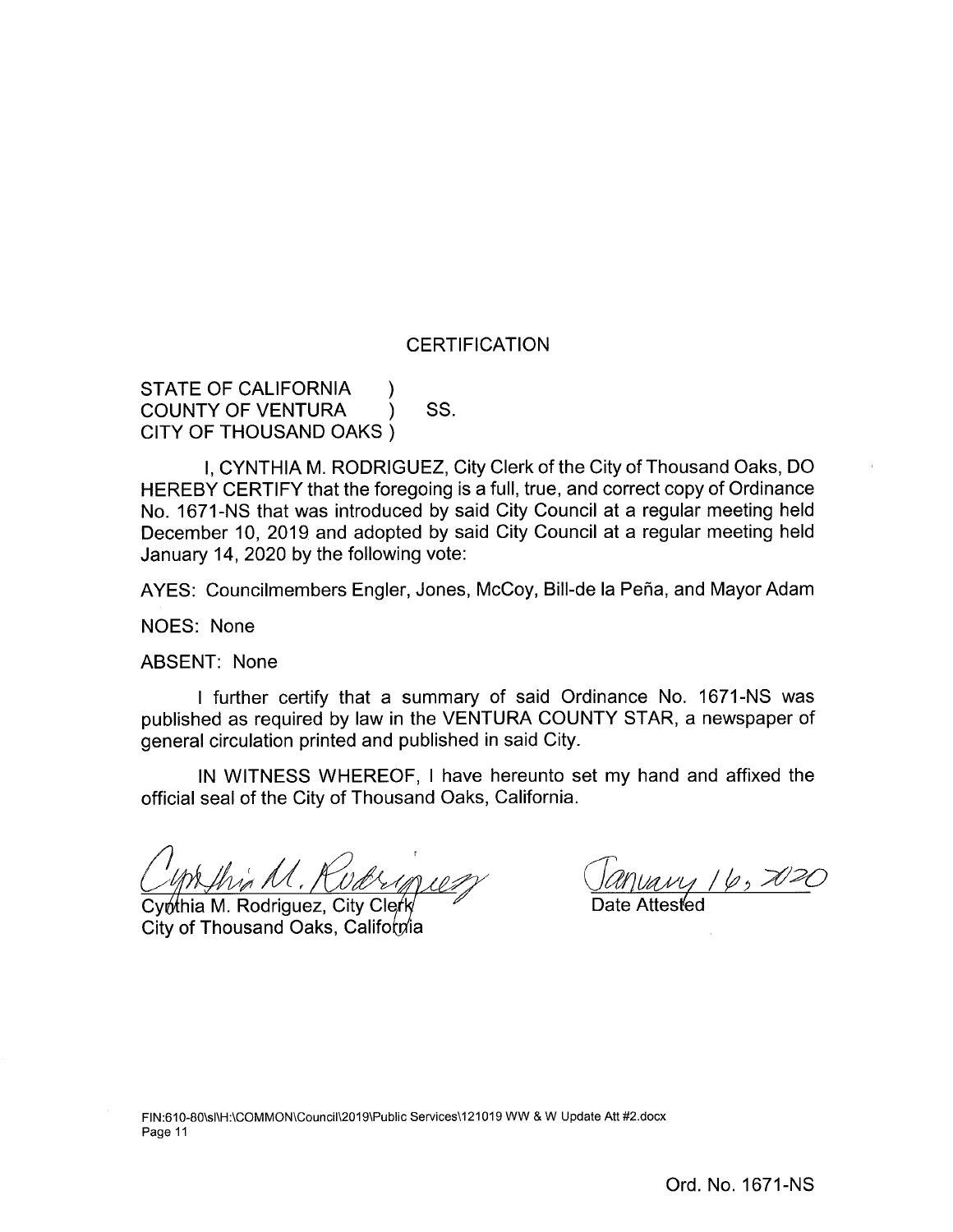## CERTIFICATION

STATE OF CALIFORNIA )
COUNTY OF VENTURA ) SS.
CITY OF THOUSAND OAKS )

I, CYNTHIA M. RODRIGUEZ, City Clerk of the City of Thousand Oaks, DO HEREBY CERTIFY that the foregoing is a full, true, and correct copy of Ordinance No. 1671-NS that was introduced by said City Council at a regular meeting held December 10, 2019 and adopted by said City Council at a regular meeting held January 14, 2020 by the following vote:

AYES: Councilmembers Engler, Jones, McCoy, Bill-de la Peña, and Mayor Adam

NOES: None

ABSENT: None

I further certify that a summary of said Ordinance No. 1671-NS was published as required by law in the VENTURA COUNTY STAR, a newspaper of general circulation printed and published in said City.

IN WITNESS WHEREOF, I have hereunto set my hand and affixed the official seal of the City of Thousand Oaks, California.

Cynthia M. Rodriguez

Cynthia M. Rodriguez, City Clerk
City of Thousand Oaks, California

January 16, 2020

Date Attested

FIN:610-80\sl\H:\COMMON\Council\2019\Public Services\121019 WW & W Update Att #2.docx
Page 11

Ord. No. 1671-NS